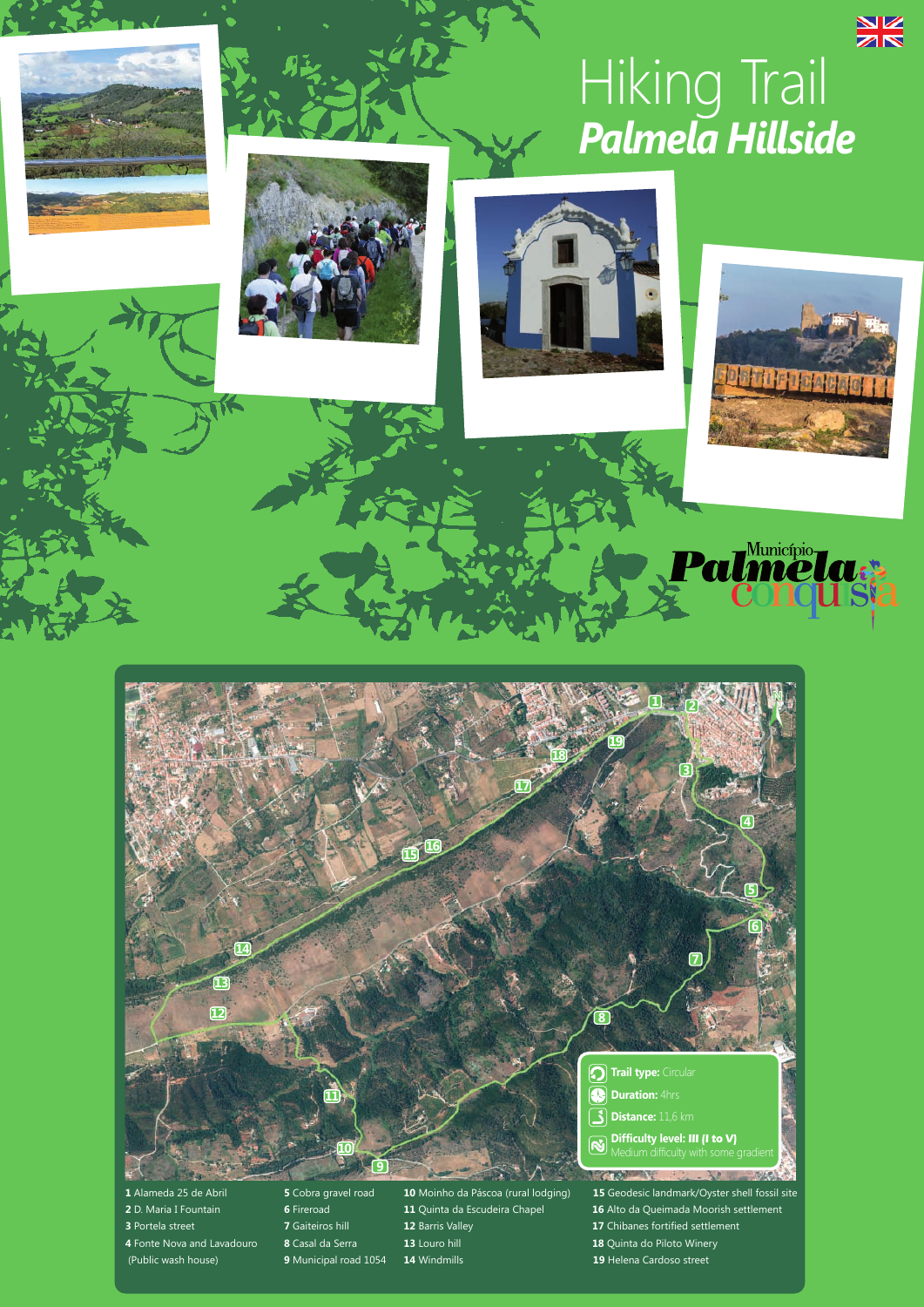# Hiking Trail
## *Palmela Hillside*

Município Palmela conquista

**Trail type:** Circular

**Duration:** 4hrs

**Distance:** 11,6 km

**Difficulty level: III (I to V)**
Medium difficulty with some gradient

1 Alameda 25 de Abril
2 D. Maria I Fountain
3 Portela street
4 Fonte Nova and Lavadouro (Public wash house)
5 Cobra gravel road
6 Fireroad
7 Gaiteiros hill
8 Casal da Serra
9 Municipal road 1054
10 Moinho da Páscoa (rural lodging)
11 Quinta da Escudeira Chapel
12 Barris Valley
13 Louro hill
14 Windmills
15 Geodesic landmark/Oyster shell fossil site
16 Alto da Queimada Moorish settlement
17 Chibanes fortified settlement
18 Quinta do Piloto Winery
19 Helena Cardoso street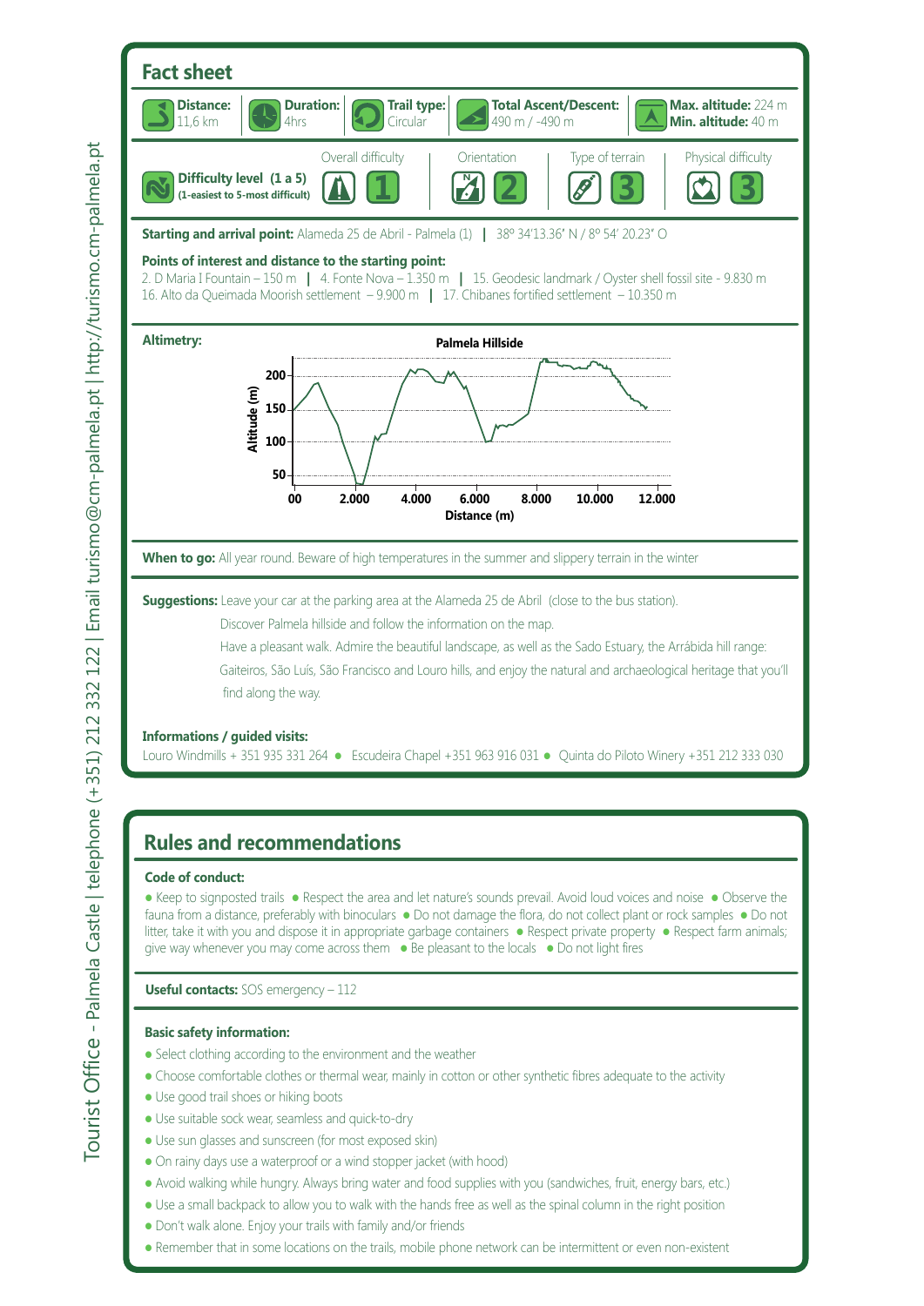## Fact sheet

**Distance:** 11,6 km | **Duration:** 4hrs | **Trail type:** Circular | **Total Ascent/Descent:** 490 m / -490 m | **Max. altitude:** 224 m **Min. altitude:** 40 m

**Difficulty level (1 a 5)** (1-easiest to 5-most difficult)

| Overall difficulty | Orientation | Type of terrain | Physical difficulty |
|---|---|---|---|
| 1 | 2 | 3 | 3 |

**Starting and arrival point:** Alameda 25 de Abril - Palmela (1) | 38º 34'13.36" N / 8º 54' 20.23" O

**Points of interest and distance to the starting point:**
2. D Maria I Fountain – 150 m | 4. Fonte Nova – 1.350 m | 15. Geodesic landmark / Oyster shell fossil site - 9.830 m
16. Alto da Queimada Moorish settlement – 9.900 m | 17. Chibanes fortified settlement – 10.350 m

**Altimetry:**

Palmela Hillside

Altitude (m)

200
150
100
50

00
2.000
4.000
6.000
8.000
10.000
12.000

Distance (m)

**When to go:** All year round. Beware of high temperatures in the summer and slippery terrain in the winter

**Suggestions:** Leave your car at the parking area at the Alameda 25 de Abril (close to the bus station).
Discover Palmela hillside and follow the information on the map.
Have a pleasant walk. Admire the beautiful landscape, as well as the Sado Estuary, the Arrábida hill range: Gaiteiros, São Luís, São Francisco and Louro hills, and enjoy the natural and archaeological heritage that you'll find along the way.

**Informations / guided visits:**
Louro Windmills + 351 935 331 264 ● Escudeira Chapel +351 963 916 031 ● Quinta do Piloto Winery +351 212 333 030

## Rules and recommendations

**Code of conduct:**

● Keep to signposted trails ● Respect the area and let nature's sounds prevail. Avoid loud voices and noise ● Observe the fauna from a distance, preferably with binoculars ● Do not damage the flora, do not collect plant or rock samples ● Do not litter, take it with you and dispose it in appropriate garbage containers ● Respect private property ● Respect farm animals; give way whenever you may come across them ● Be pleasant to the locals ● Do not light fires

**Useful contacts:** SOS emergency – 112

**Basic safety information:**

- Select clothing according to the environment and the weather
- Choose comfortable clothes or thermal wear, mainly in cotton or other synthetic fibres adequate to the activity
- Use good trail shoes or hiking boots
- Use suitable sock wear, seamless and quick-to-dry
- Use sun glasses and sunscreen (for most exposed skin)
- On rainy days use a waterproof or a wind stopper jacket (with hood)
- Avoid walking while hungry. Always bring water and food supplies with you (sandwiches, fruit, energy bars, etc.)
- Use a small backpack to allow you to walk with the hands free as well as the spinal column in the right position
- Don't walk alone. Enjoy your trails with family and/or friends
- Remember that in some locations on the trails, mobile phone network can be intermittent or even non-existent

Tourist Office - Palmela Castle | telephone (+351) 212 332 122 | Email turismo@cm-palmela.pt | http:/turismo.cm-palmela.pt